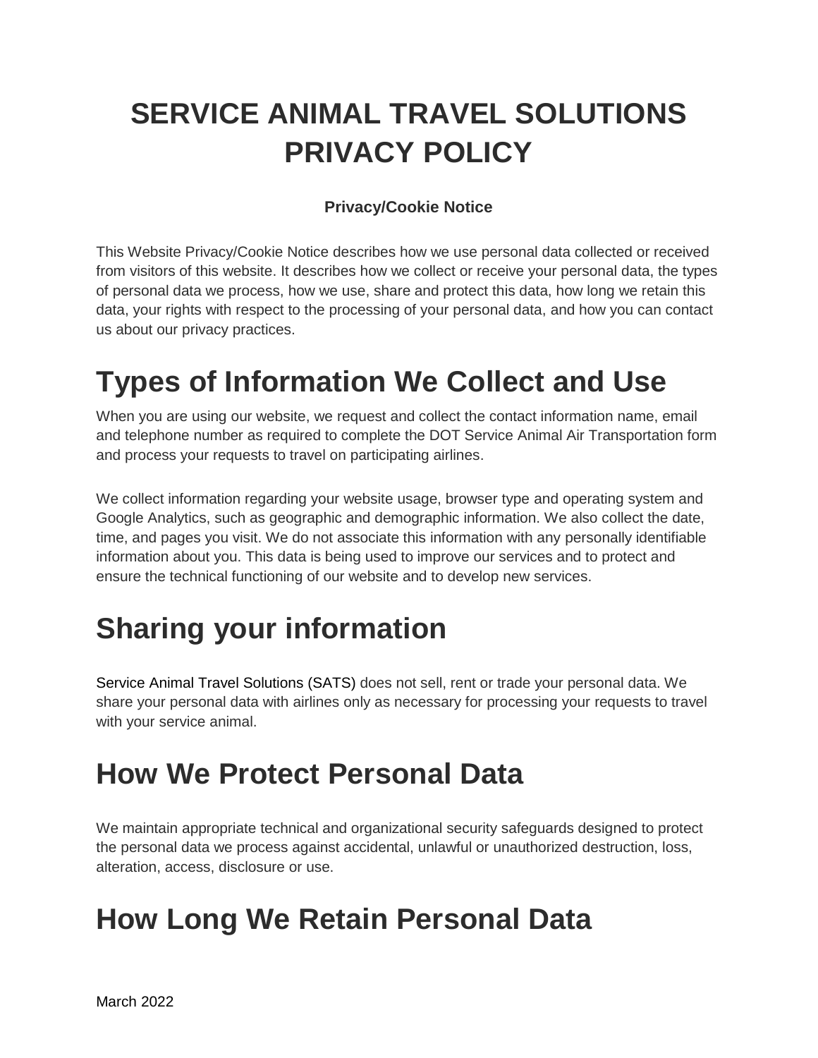# SERVICE ANIMAL TRAVEL SOLUTIONS PRIVACY POLICY

**Privacy/Cookie Notice**

This Website Privacy/Cookie Notice describes how we use personal data collected or received from visitors of this website. It describes how we collect or receive your personal data, the types of personal data we process, how we use, share and protect this data, how long we retain this data, your rights with respect to the processing of your personal data, and how you can contact us about our privacy practices.

## Types of Information We Collect and Use

When you are using our website, we request and collect the contact information name, email and telephone number as required to complete the DOT Service Animal Air Transportation form and process your requests to travel on participating airlines.

We collect information regarding your website usage, browser type and operating system and Google Analytics, such as geographic and demographic information. We also collect the date, time, and pages you visit. We do not associate this information with any personally identifiable information about you. This data is being used to improve our services and to protect and ensure the technical functioning of our website and to develop new services.

## Sharing your information

Service Animal Travel Solutions (SATS) does not sell, rent or trade your personal data. We share your personal data with airlines only as necessary for processing your requests to travel with your service animal.

## How We Protect Personal Data

We maintain appropriate technical and organizational security safeguards designed to protect the personal data we process against accidental, unlawful or unauthorized destruction, loss, alteration, access, disclosure or use.

## How Long We Retain Personal Data

March 2022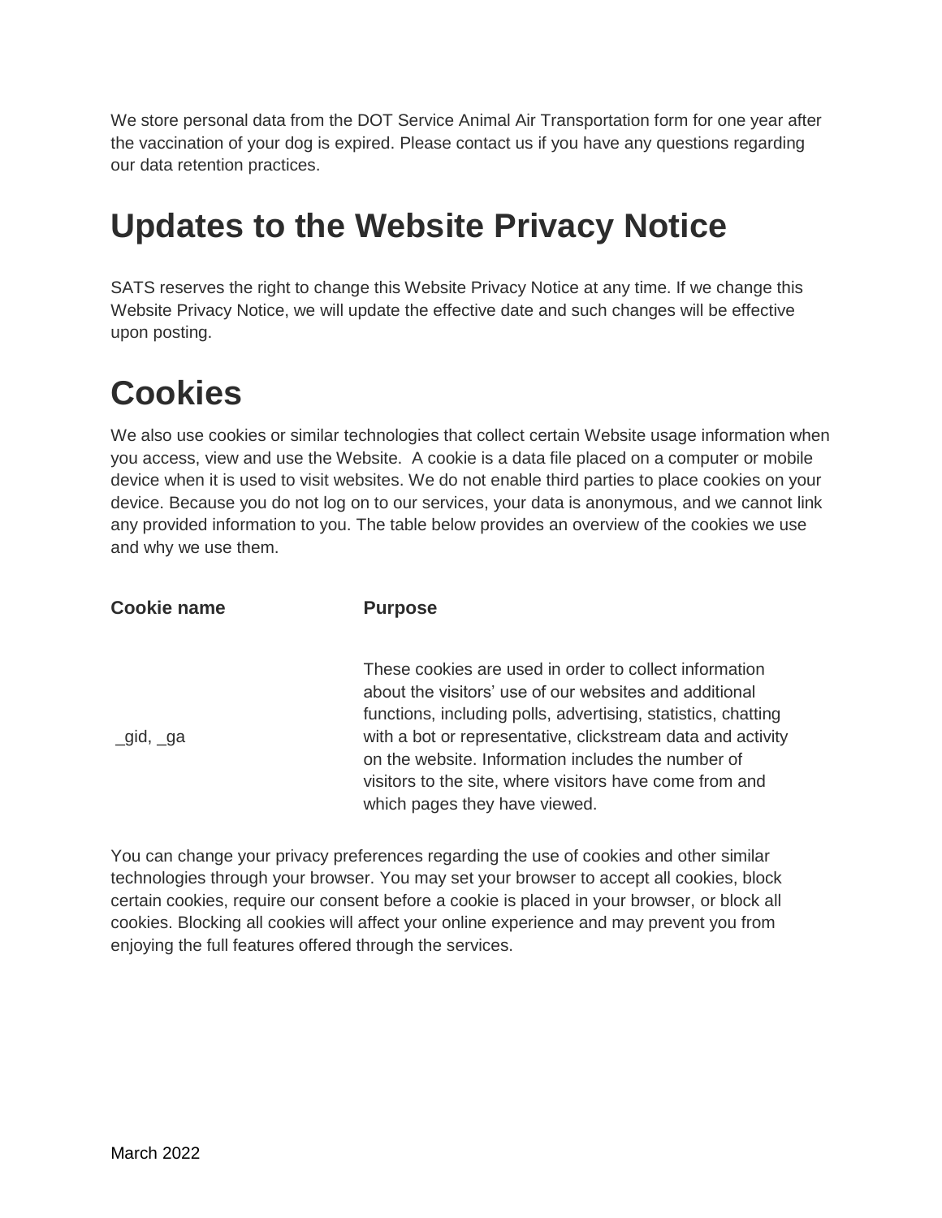We store personal data from the DOT Service Animal Air Transportation form for one year after the vaccination of your dog is expired. Please contact us if you have any questions regarding our data retention practices.

# Updates to the Website Privacy Notice

SATS reserves the right to change this Website Privacy Notice at any time. If we change this Website Privacy Notice, we will update the effective date and such changes will be effective upon posting.

# Cookies

We also use cookies or similar technologies that collect certain Website usage information when you access, view and use the Website. A cookie is a data file placed on a computer or mobile device when it is used to visit websites. We do not enable third parties to place cookies on your device. Because you do not log on to our services, your data is anonymous, and we cannot link any provided information to you. The table below provides an overview of the cookies we use and why we use them.

| Cookie name | Purpose |
| --- | --- |
| _gid, _ga | These cookies are used in order to collect information about the visitors' use of our websites and additional functions, including polls, advertising, statistics, chatting with a bot or representative, clickstream data and activity on the website. Information includes the number of visitors to the site, where visitors have come from and which pages they have viewed. |

You can change your privacy preferences regarding the use of cookies and other similar technologies through your browser. You may set your browser to accept all cookies, block certain cookies, require our consent before a cookie is placed in your browser, or block all cookies. Blocking all cookies will affect your online experience and may prevent you from enjoying the full features offered through the services.

March 2022